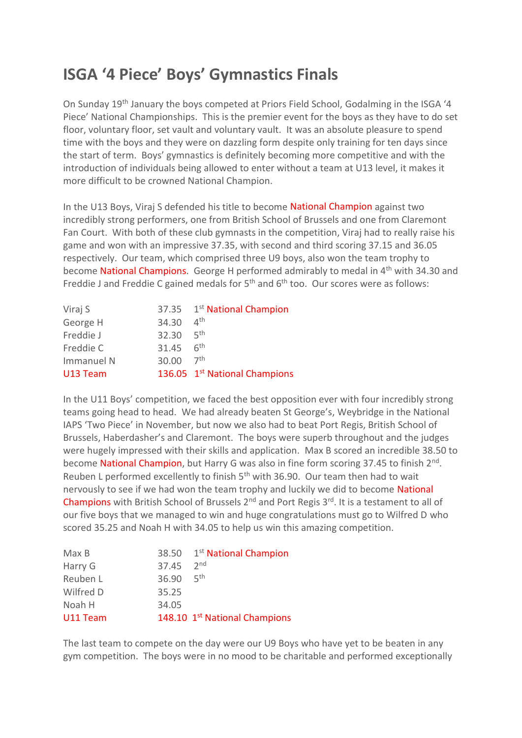# ISGA '4 Piece' Boys' Gymnastics Finals

On Sunday 19th January the boys competed at Priors Field School, Godalming in the ISGA '4 Piece' National Championships. This is the premier event for the boys as they have to do set floor, voluntary floor, set vault and voluntary vault. It was an absolute pleasure to spend time with the boys and they were on dazzling form despite only training for ten days since the start of term. Boys' gymnastics is definitely becoming more competitive and with the introduction of individuals being allowed to enter without a team at U13 level, it makes it more difficult to be crowned National Champion.

In the U13 Boys, Viraj S defended his title to become National Champion against two incredibly strong performers, one from British School of Brussels and one from Claremont Fan Court. With both of these club gymnasts in the competition, Viraj had to really raise his game and won with an impressive 37.35, with second and third scoring 37.15 and 36.05 respectively. Our team, which comprised three U9 boys, also won the team trophy to become National Champions. George H performed admirably to medal in 4th with 34.30 and Freddie J and Freddie C gained medals for 5th and 6th too. Our scores were as follows:

| | | |
|---|---|---|
| Viraj S | 37.35 | 1st National Champion |
| George H | 34.30 | 4th |
| Freddie J | 32.30 | 5th |
| Freddie C | 31.45 | 6th |
| Immanuel N | 30.00 | 7th |
| U13 Team | 136.05 | 1st National Champions |

In the U11 Boys' competition, we faced the best opposition ever with four incredibly strong teams going head to head. We had already beaten St George's, Weybridge in the National IAPS 'Two Piece' in November, but now we also had to beat Port Regis, British School of Brussels, Haberdasher's and Claremont. The boys were superb throughout and the judges were hugely impressed with their skills and application. Max B scored an incredible 38.50 to become National Champion, but Harry G was also in fine form scoring 37.45 to finish 2nd. Reuben L performed excellently to finish 5th with 36.90. Our team then had to wait nervously to see if we had won the team trophy and luckily we did to become National Champions with British School of Brussels 2nd and Port Regis 3rd. It is a testament to all of our five boys that we managed to win and huge congratulations must go to Wilfred D who scored 35.25 and Noah H with 34.05 to help us win this amazing competition.

| | | |
|---|---|---|
| Max B | 38.50 | 1st National Champion |
| Harry G | 37.45 | 2nd |
| Reuben L | 36.90 | 5th |
| Wilfred D | 35.25 | |
| Noah H | 34.05 | |
| U11 Team | 148.10 | 1st National Champions |

The last team to compete on the day were our U9 Boys who have yet to be beaten in any gym competition. The boys were in no mood to be charitable and performed exceptionally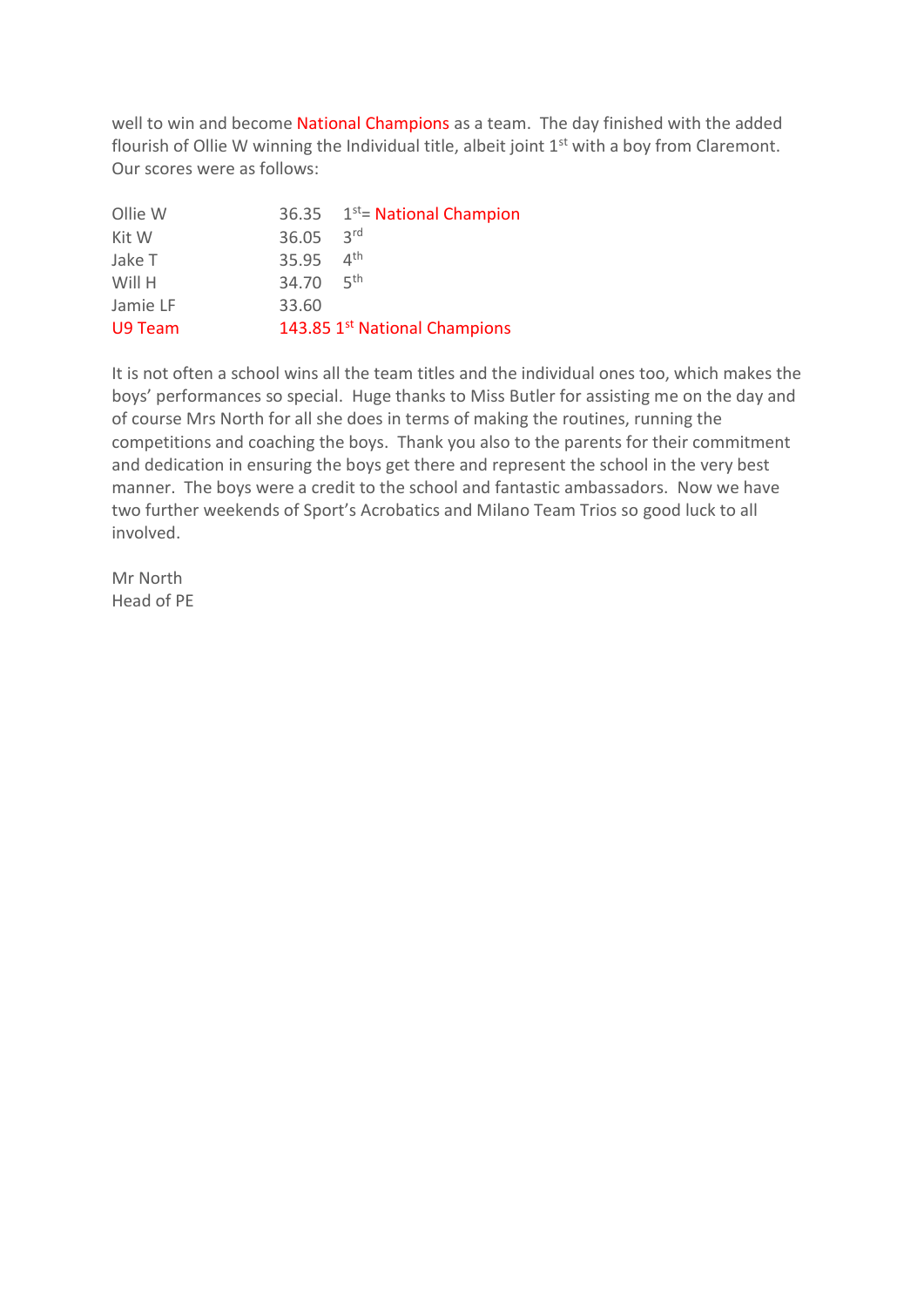well to win and become National Champions as a team. The day finished with the added flourish of Ollie W winning the Individual title, albeit joint 1st with a boy from Claremont. Our scores were as follows:

| | | |
|---|---|---|
| Ollie W | 36.35 | 1st= National Champion |
| Kit W | 36.05 | 3rd |
| Jake T | 35.95 | 4th |
| Will H | 34.70 | 5th |
| Jamie LF | 33.60 | |
| U9 Team | 143.85 | 1st National Champions |

It is not often a school wins all the team titles and the individual ones too, which makes the boys' performances so special. Huge thanks to Miss Butler for assisting me on the day and of course Mrs North for all she does in terms of making the routines, running the competitions and coaching the boys. Thank you also to the parents for their commitment and dedication in ensuring the boys get there and represent the school in the very best manner. The boys were a credit to the school and fantastic ambassadors. Now we have two further weekends of Sport's Acrobatics and Milano Team Trios so good luck to all involved.

Mr North
Head of PE